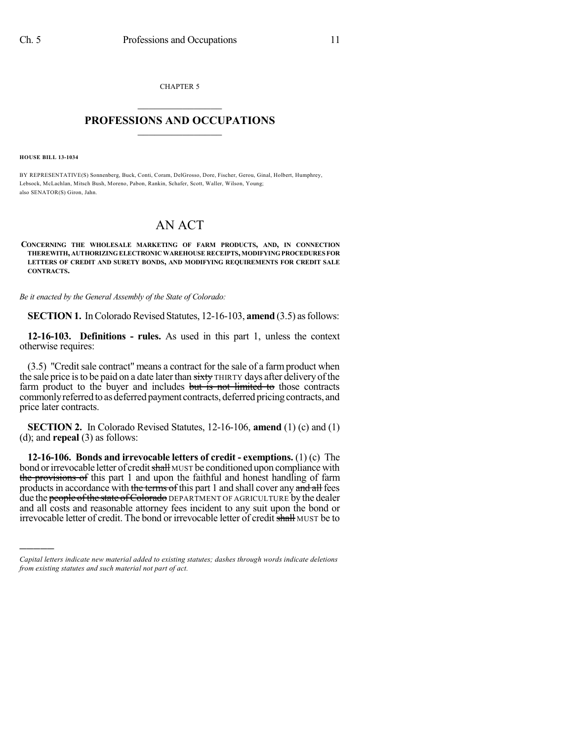CHAPTER 5

# PROFESSIONS AND OCCUPATIONS

**HOUSE BILL 13-1034**

BY REPRESENTATIVE(S) Sonnenberg, Buck, Conti, Coram, DelGrosso, Dore, Fischer, Gerou, Ginal, Holbert, Humphrey, Lebsock, McLachlan, Mitsch Bush, Moreno, Pabon, Rankin, Schafer, Scott, Waller, Wilson, Young;
also SENATOR(S) Giron, Jahn.

# AN ACT

**CONCERNING THE WHOLESALE MARKETING OF FARM PRODUCTS, AND, IN CONNECTION THEREWITH, AUTHORIZING ELECTRONIC WAREHOUSE RECEIPTS, MODIFYING PROCEDURES FOR LETTERS OF CREDIT AND SURETY BONDS, AND MODIFYING REQUIREMENTS FOR CREDIT SALE CONTRACTS.**

*Be it enacted by the General Assembly of the State of Colorado:*

**SECTION 1.** In Colorado Revised Statutes, 12-16-103, **amend** (3.5) as follows:

**12-16-103. Definitions - rules.** As used in this part 1, unless the context otherwise requires:

(3.5) "Credit sale contract" means a contract for the sale of a farm product when the sale price is to be paid on a date later than ~~sixty~~ THIRTY days after delivery of the farm product to the buyer and includes ~~but is not limited to~~ those contracts commonly referred to as deferred payment contracts, deferred pricing contracts, and price later contracts.

**SECTION 2.** In Colorado Revised Statutes, 12-16-106, **amend** (1) (c) and (1) (d); and **repeal** (3) as follows:

**12-16-106. Bonds and irrevocable letters of credit - exemptions.** (1) (c) The bond or irrevocable letter of credit ~~shall~~ MUST be conditioned upon compliance with ~~the provisions of~~ this part 1 and upon the faithful and honest handling of farm products in accordance with ~~the terms of~~ this part 1 and shall cover any ~~and all~~ fees due the ~~people of the state of Colorado~~ DEPARTMENT OF AGRICULTURE by the dealer and all costs and reasonable attorney fees incident to any suit upon the bond or irrevocable letter of credit. The bond or irrevocable letter of credit ~~shall~~ MUST be to

*Capital letters indicate new material added to existing statutes; dashes through words indicate deletions from existing statutes and such material not part of act.*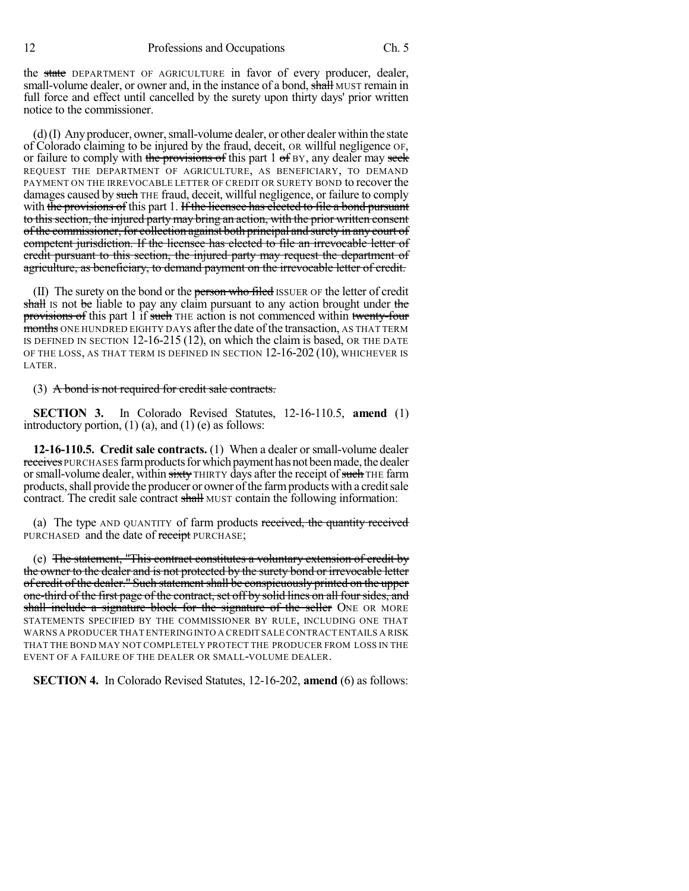the state DEPARTMENT OF AGRICULTURE in favor of every producer, dealer, small-volume dealer, or owner and, in the instance of a bond, shall MUST remain in full force and effect until cancelled by the surety upon thirty days' prior written notice to the commissioner.

(d) (I) Any producer, owner, small-volume dealer, or other dealer within the state of Colorado claiming to be injured by the fraud, deceit, OR willful negligence OF, or failure to comply with the provisions of this part 1 of BY, any dealer may seek REQUEST THE DEPARTMENT OF AGRICULTURE, AS BENEFICIARY, TO DEMAND PAYMENT ON THE IRREVOCABLE LETTER OF CREDIT OR SURETY BOND to recover the damages caused by such THE fraud, deceit, willful negligence, or failure to comply with the provisions of this part 1. If the licensee has elected to file a bond pursuant to this section, the injured party may bring an action, with the prior written consent of the commissioner, for collection against both principal and surety in any court of competent jurisdiction. If the licensee has elected to file an irrevocable letter of credit pursuant to this section, the injured party may request the department of agriculture, as beneficiary, to demand payment on the irrevocable letter of credit.

(II) The surety on the bond or the person who filed ISSUER OF the letter of credit shall IS not be liable to pay any claim pursuant to any action brought under the provisions of this part 1 if such THE action is not commenced within twenty-four months ONE HUNDRED EIGHTY DAYS after the date of the transaction, AS THAT TERM IS DEFINED IN SECTION 12-16-215 (12), on which the claim is based, OR THE DATE OF THE LOSS, AS THAT TERM IS DEFINED IN SECTION 12-16-202 (10), WHICHEVER IS LATER.

(3) A bond is not required for credit sale contracts.

**SECTION 3.** In Colorado Revised Statutes, 12-16-110.5, **amend** (1) introductory portion, (1) (a), and (1) (e) as follows:

**12-16-110.5. Credit sale contracts.** (1) When a dealer or small-volume dealer receives PURCHASES farm products for which payment has not been made, the dealer or small-volume dealer, within sixty THIRTY days after the receipt of such THE farm products, shall provide the producer or owner of the farm products with a credit sale contract. The credit sale contract shall MUST contain the following information:

(a) The type AND QUANTITY of farm products received, the quantity received PURCHASED and the date of receipt PURCHASE;

(e) The statement, "This contract constitutes a voluntary extension of credit by the owner to the dealer and is not protected by the surety bond or irrevocable letter of credit of the dealer." Such statement shall be conspicuously printed on the upper one-third of the first page of the contract, set off by solid lines on all four sides, and shall include a signature block for the signature of the seller ONE OR MORE STATEMENTS SPECIFIED BY THE COMMISSIONER BY RULE, INCLUDING ONE THAT WARNS A PRODUCER THAT ENTERING INTO A CREDIT SALE CONTRACT ENTAILS A RISK THAT THE BOND MAY NOT COMPLETELY PROTECT THE PRODUCER FROM LOSS IN THE EVENT OF A FAILURE OF THE DEALER OR SMALL-VOLUME DEALER.

**SECTION 4.** In Colorado Revised Statutes, 12-16-202, **amend** (6) as follows: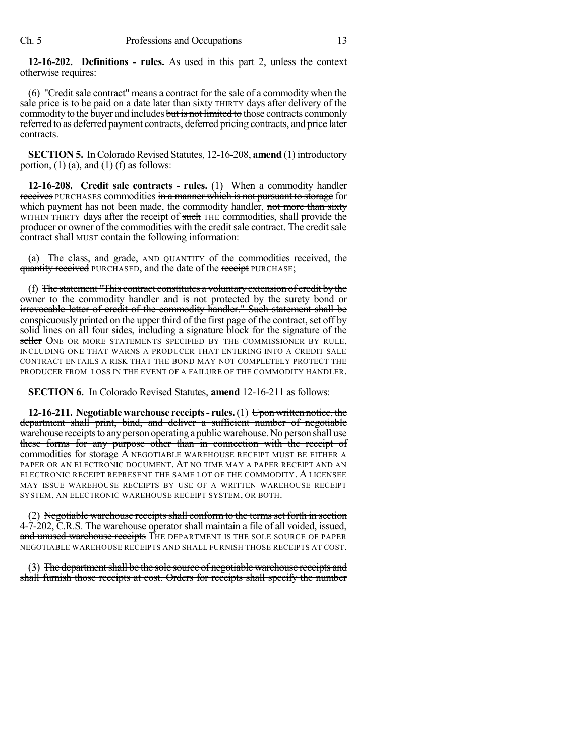**12-16-202. Definitions - rules.** As used in this part 2, unless the context otherwise requires:

(6) "Credit sale contract" means a contract for the sale of a commodity when the sale price is to be paid on a date later than ~~sixty~~ THIRTY days after delivery of the commodity to the buyer and includes ~~but is not limited to~~ those contracts commonly referred to as deferred payment contracts, deferred pricing contracts, and price later contracts.

**SECTION 5.** In Colorado Revised Statutes, 12-16-208, **amend** (1) introductory portion, (1) (a), and (1) (f) as follows:

**12-16-208. Credit sale contracts - rules.** (1) When a commodity handler ~~receives~~ PURCHASES commodities ~~in a manner which is not pursuant to storage~~ for which payment has not been made, the commodity handler, ~~not more than sixty~~ WITHIN THIRTY days after the receipt of ~~such~~ THE commodities, shall provide the producer or owner of the commodities with the credit sale contract. The credit sale contract ~~shall~~ MUST contain the following information:

(a) The class, ~~and~~ grade, AND QUANTITY of the commodities ~~received, the quantity received~~ PURCHASED, and the date of the ~~receipt~~ PURCHASE;

(f) ~~The statement "This contract constitutes a voluntary extension of credit by the owner to the commodity handler and is not protected by the surety bond or irrevocable letter of credit of the commodity handler." Such statement shall be conspicuously printed on the upper third of the first page of the contract, set off by solid lines on all four sides, including a signature block for the signature of the seller~~ ONE OR MORE STATEMENTS SPECIFIED BY THE COMMISSIONER BY RULE, INCLUDING ONE THAT WARNS A PRODUCER THAT ENTERING INTO A CREDIT SALE CONTRACT ENTAILS A RISK THAT THE BOND MAY NOT COMPLETELY PROTECT THE PRODUCER FROM LOSS IN THE EVENT OF A FAILURE OF THE COMMODITY HANDLER.

**SECTION 6.** In Colorado Revised Statutes, **amend** 12-16-211 as follows:

**12-16-211. Negotiable warehouse receipts - rules.** (1) ~~Upon written notice, the department shall print, bind, and deliver a sufficient number of negotiable warehouse receipts to any person operating a public warehouse. No person shall use these forms for any purpose other than in connection with the receipt of commodities for storage~~ A NEGOTIABLE WAREHOUSE RECEIPT MUST BE EITHER A PAPER OR AN ELECTRONIC DOCUMENT. AT NO TIME MAY A PAPER RECEIPT AND AN ELECTRONIC RECEIPT REPRESENT THE SAME LOT OF THE COMMODITY. A LICENSEE MAY ISSUE WAREHOUSE RECEIPTS BY USE OF A WRITTEN WAREHOUSE RECEIPT SYSTEM, AN ELECTRONIC WAREHOUSE RECEIPT SYSTEM, OR BOTH.

(2) ~~Negotiable warehouse receipts shall conform to the terms set forth in section 4-7-202, C.R.S. The warehouse operator shall maintain a file of all voided, issued, and unused warehouse receipts~~ THE DEPARTMENT IS THE SOLE SOURCE OF PAPER NEGOTIABLE WAREHOUSE RECEIPTS AND SHALL FURNISH THOSE RECEIPTS AT COST.

(3) ~~The department shall be the sole source of negotiable warehouse receipts and shall furnish those receipts at cost. Orders for receipts shall specify the number~~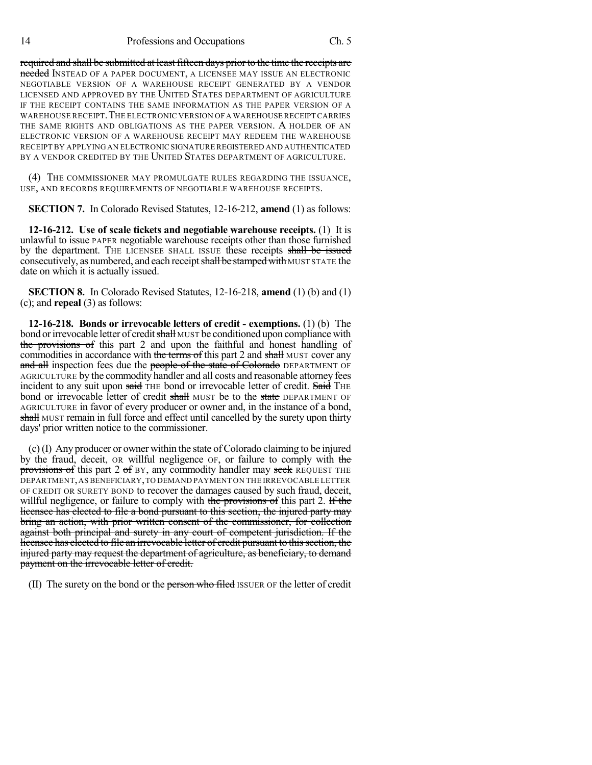~~required and shall be submitted at least fifteen days prior to the time the receipts are needed~~ INSTEAD OF A PAPER DOCUMENT, A LICENSEE MAY ISSUE AN ELECTRONIC NEGOTIABLE VERSION OF A WAREHOUSE RECEIPT GENERATED BY A VENDOR LICENSED AND APPROVED BY THE UNITED STATES DEPARTMENT OF AGRICULTURE IF THE RECEIPT CONTAINS THE SAME INFORMATION AS THE PAPER VERSION OF A WAREHOUSE RECEIPT. THE ELECTRONIC VERSION OF A WAREHOUSE RECEIPT CARRIES THE SAME RIGHTS AND OBLIGATIONS AS THE PAPER VERSION. A HOLDER OF AN ELECTRONIC VERSION OF A WAREHOUSE RECEIPT MAY REDEEM THE WAREHOUSE RECEIPT BY APPLYING AN ELECTRONIC SIGNATURE REGISTERED AND AUTHENTICATED BY A VENDOR CREDITED BY THE UNITED STATES DEPARTMENT OF AGRICULTURE.

(4) THE COMMISSIONER MAY PROMULGATE RULES REGARDING THE ISSUANCE, USE, AND RECORDS REQUIREMENTS OF NEGOTIABLE WAREHOUSE RECEIPTS.

**SECTION 7.** In Colorado Revised Statutes, 12-16-212, **amend** (1) as follows:

**12-16-212. Use of scale tickets and negotiable warehouse receipts.** (1) It is unlawful to issue PAPER negotiable warehouse receipts other than those furnished by the department. THE LICENSEE SHALL ISSUE these receipts ~~shall be issued~~ consecutively, as numbered, and each receipt ~~shall be stamped with~~ MUST STATE the date on which it is actually issued.

**SECTION 8.** In Colorado Revised Statutes, 12-16-218, **amend** (1) (b) and (1) (c); and **repeal** (3) as follows:

**12-16-218. Bonds or irrevocable letters of credit - exemptions.** (1) (b) The bond or irrevocable letter of credit ~~shall~~ MUST be conditioned upon compliance with ~~the provisions of~~ this part 2 and upon the faithful and honest handling of commodities in accordance with ~~the terms of~~ this part 2 and ~~shall~~ MUST cover any ~~and all~~ inspection fees due the ~~people of the state of Colorado~~ DEPARTMENT OF AGRICULTURE by the commodity handler and all costs and reasonable attorney fees incident to any suit upon ~~said~~ THE bond or irrevocable letter of credit. ~~Said~~ THE bond or irrevocable letter of credit ~~shall~~ MUST be to the ~~state~~ DEPARTMENT OF AGRICULTURE in favor of every producer or owner and, in the instance of a bond, ~~shall~~ MUST remain in full force and effect until cancelled by the surety upon thirty days' prior written notice to the commissioner.

(c) (I) Any producer or owner within the state of Colorado claiming to be injured by the fraud, deceit, OR willful negligence OF, or failure to comply with ~~the provisions of~~ this part 2 ~~of~~ BY, any commodity handler may ~~seek~~ REQUEST THE DEPARTMENT, AS BENEFICIARY, TO DEMAND PAYMENT ON THE IRREVOCABLE LETTER OF CREDIT OR SURETY BOND to recover the damages caused by such fraud, deceit, willful negligence, or failure to comply with ~~the provisions of~~ this part 2. ~~If the licensee has elected to file a bond pursuant to this section, the injured party may bring an action, with prior written consent of the commissioner, for collection against both principal and surety in any court of competent jurisdiction. If the licensee has elected to file an irrevocable letter of credit pursuant to this section, the injured party may request the department of agriculture, as beneficiary, to demand payment on the irrevocable letter of credit.~~

(II) The surety on the bond or the ~~person who filed~~ ISSUER OF the letter of credit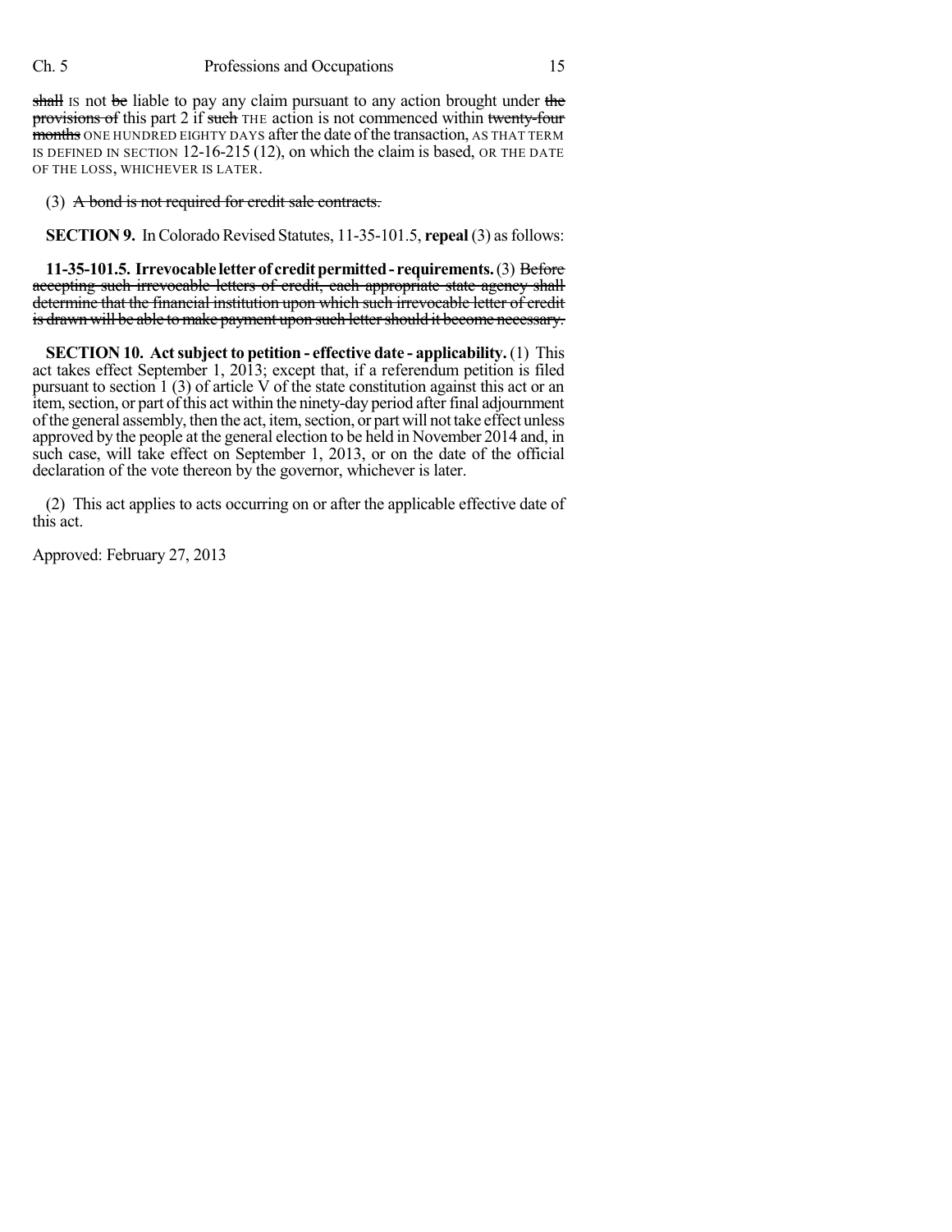~~shall~~ IS not ~~be~~ liable to pay any claim pursuant to any action brought under ~~the provisions of~~ this part 2 if ~~such~~ THE action is not commenced within ~~twenty-four months~~ ONE HUNDRED EIGHTY DAYS after the date of the transaction, AS THAT TERM IS DEFINED IN SECTION 12-16-215 (12), on which the claim is based, OR THE DATE OF THE LOSS, WHICHEVER IS LATER.

(3) ~~A bond is not required for credit sale contracts.~~

**SECTION 9.** In Colorado Revised Statutes, 11-35-101.5, **repeal** (3) as follows:

**11-35-101.5. Irrevocable letter of credit permitted - requirements.** (3) ~~Before accepting such irrevocable letters of credit, each appropriate state agency shall determine that the financial institution upon which such irrevocable letter of credit is drawn will be able to make payment upon such letter should it become necessary.~~

**SECTION 10. Act subject to petition - effective date - applicability.** (1) This act takes effect September 1, 2013; except that, if a referendum petition is filed pursuant to section 1 (3) of article V of the state constitution against this act or an item, section, or part of this act within the ninety-day period after final adjournment of the general assembly, then the act, item, section, or part will not take effect unless approved by the people at the general election to be held in November 2014 and, in such case, will take effect on September 1, 2013, or on the date of the official declaration of the vote thereon by the governor, whichever is later.

(2) This act applies to acts occurring on or after the applicable effective date of this act.

Approved: February 27, 2013